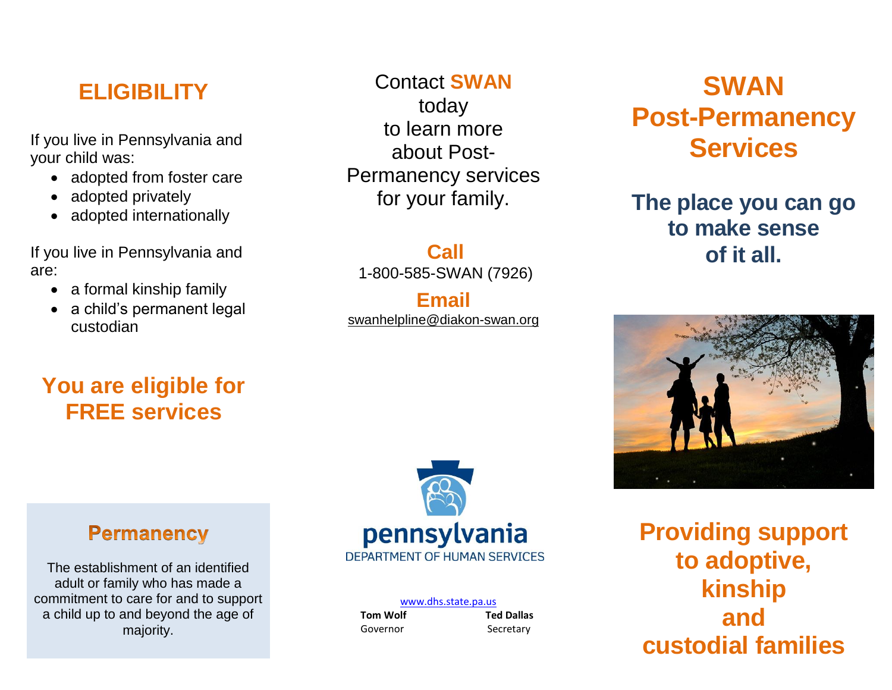## ELIGIBILITY

If you live in Pennsylvania and your child was:

- adopted from foster care
- adopted privately
- adopted internationally

If you live in Pennsylvania and are:

- a formal kinship family
- a child's permanent legal custodian

### You are eligible for FREE services

### Permanency

The establishment of an identified adult or family who has made a commitment to care for and to support a child up to and beyond the age of majority.

Contact **SWAN** today to learn more about Post-Permanency services for your family.

**Call**
1-800-585-SWAN (7926)

**Email**
swanhelpline@diakon-swan.org

pennsylvania
DEPARTMENT OF HUMAN SERVICES

www.dhs.state.pa.us

**Tom Wolf**
Governor

**Ted Dallas**
Secretary

# SWAN Post-Permanency Services

## The place you can go to make sense of it all.

## Providing support to adoptive, kinship and custodial families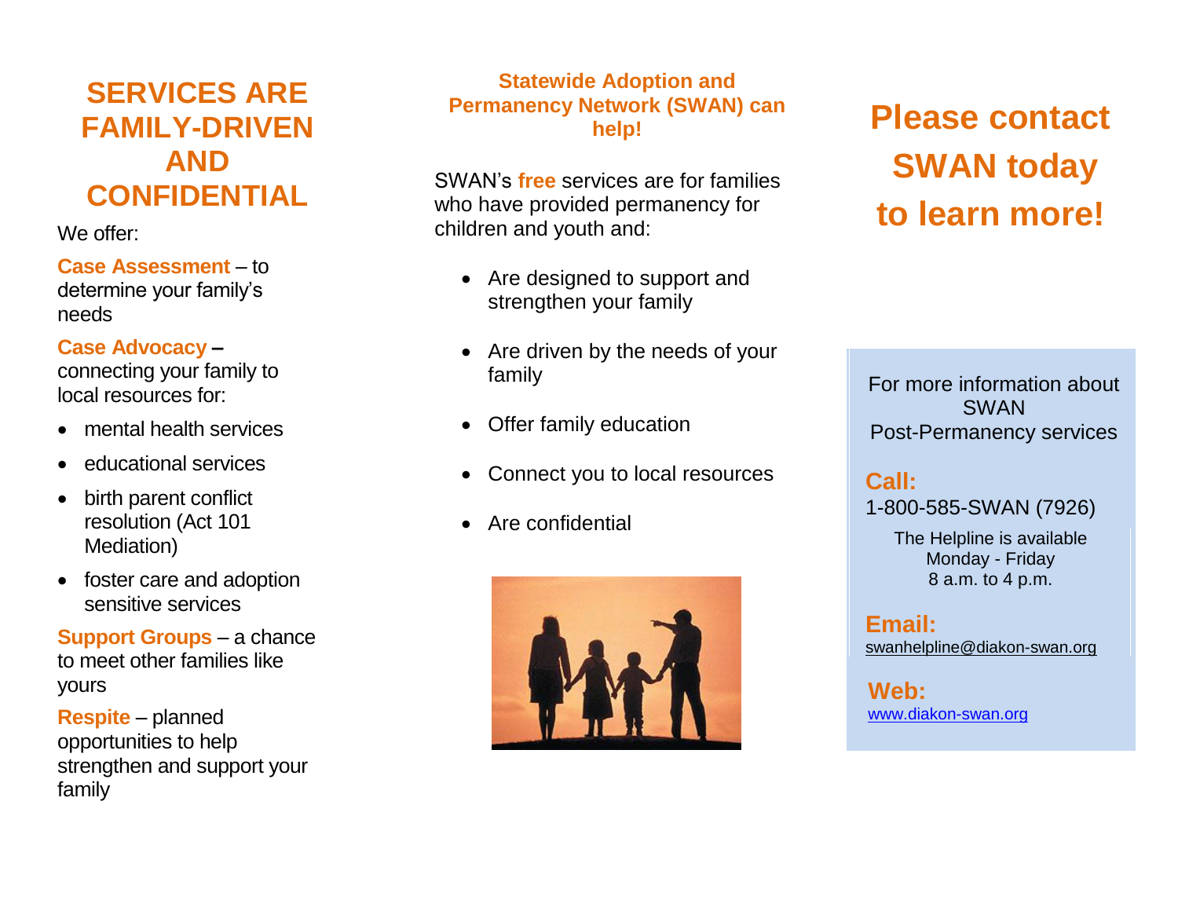## SERVICES ARE FAMILY-DRIVEN AND CONFIDENTIAL

We offer:

**Case Assessment** – to determine your family's needs

**Case Advocacy** – connecting your family to local resources for:

- mental health services
- educational services
- birth parent conflict resolution (Act 101 Mediation)
- foster care and adoption sensitive services

**Support Groups** – a chance to meet other families like yours

**Respite** – planned opportunities to help strengthen and support your family

### Statewide Adoption and Permanency Network (SWAN) can help!

SWAN's **free** services are for families who have provided permanency for children and youth and:

- Are designed to support and strengthen your family
- Are driven by the needs of your family
- Offer family education
- Connect you to local resources
- Are confidential

## Please contact SWAN today to learn more!

For more information about SWAN Post-Permanency services

**Call:**
1-800-585-SWAN (7926)

The Helpline is available Monday - Friday 8 a.m. to 4 p.m.

**Email:**
swanhelpline@diakon-swan.org

**Web:**
www.diakon-swan.org